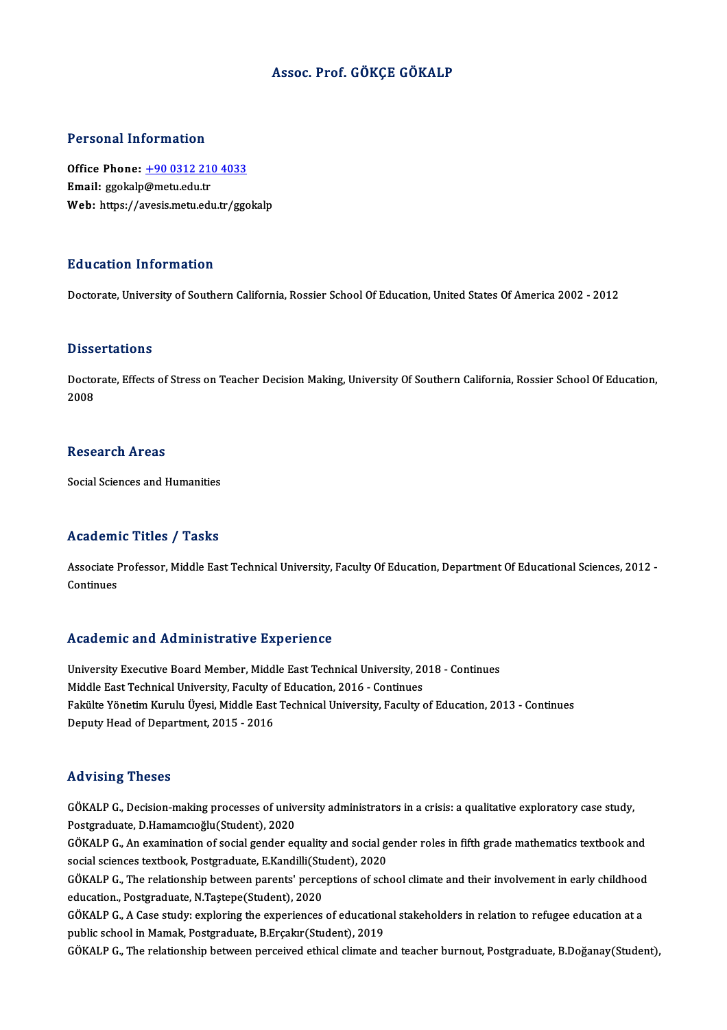# Assoc. Prof. GÖKÇE GÖKALP

## Personal Information

**Office Phone:** +90 0312 210 4033
**Email:** ggokalp@metu.edu.tr
**Web:** https://avesis.metu.edu.tr/ggokalp

## Education Information

Doctorate, University of Southern California, Rossier School Of Education, United States Of America 2002 - 2012

## Dissertations

Doctorate, Effects of Stress on Teacher Decision Making, University Of Southern California, Rossier School Of Education, 2008

## Research Areas

Social Sciences and Humanities

## Academic Titles / Tasks

Associate Professor, Middle East Technical University, Faculty Of Education, Department Of Educational Sciences, 2012 - Continues

## Academic and Administrative Experience

University Executive Board Member, Middle East Technical University, 2018 - Continues
Middle East Technical University, Faculty of Education, 2016 - Continues
Fakülte Yönetim Kurulu Üyesi, Middle East Technical University, Faculty of Education, 2013 - Continues
Deputy Head of Department, 2015 - 2016

## Advising Theses

GÖKALP G., Decision-making processes of university administrators in a crisis: a qualitative exploratory case study, Postgraduate, D.Hamamcıoğlu(Student), 2020
GÖKALP G., An examination of social gender equality and social gender roles in fifth grade mathematics textbook and social sciences textbook, Postgraduate, E.Kandilli(Student), 2020
GÖKALP G., The relationship between parents' perceptions of school climate and their involvement in early childhood education., Postgraduate, N.Taştepe(Student), 2020
GÖKALP G., A Case study: exploring the experiences of educational stakeholders in relation to refugee education at a public school in Mamak, Postgraduate, B.Erçakır(Student), 2019
GÖKALP G., The relationship between perceived ethical climate and teacher burnout, Postgraduate, B.Doğanay(Student),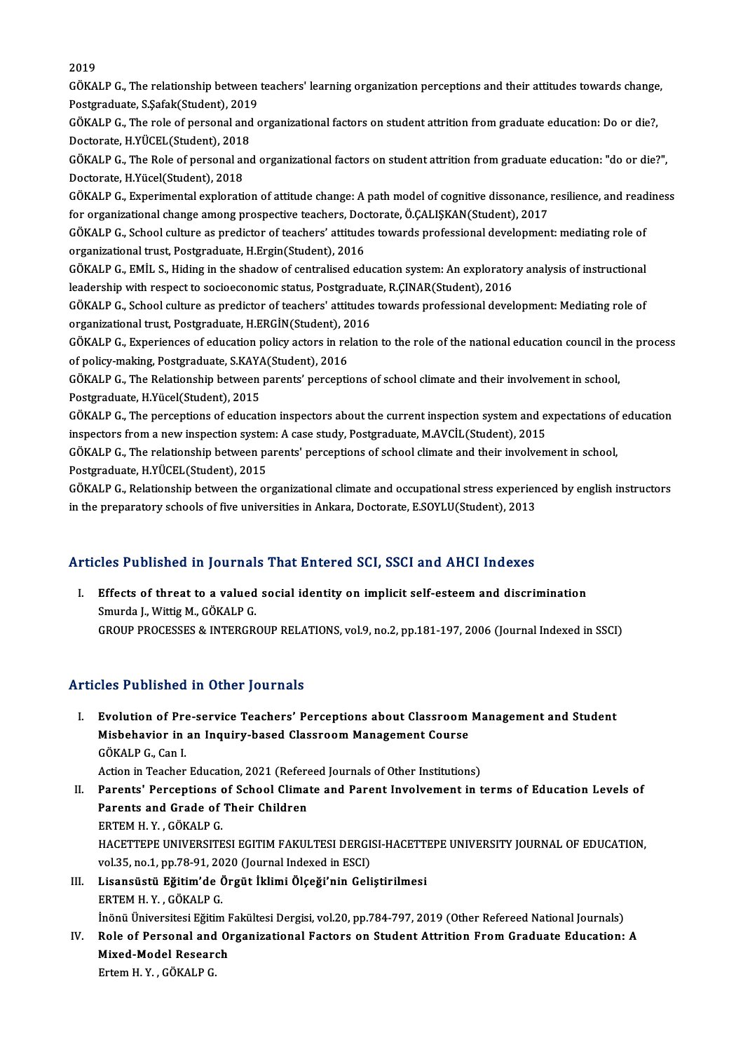2019

GÖKALP G., The relationship between teachers' learning organization perceptions and their attitudes towards change, Postgraduate, S.Şafak(Student), 2019

GÖKALP G., The role of personal and organizational factors on student attrition from graduate education: Do or die?, Doctorate, H.YÜCEL(Student), 2018

GÖKALP G., The Role of personal and organizational factors on student attrition from graduate education: "do or die?", Doctorate, H.Yücel(Student), 2018

GÖKALP G., Experimental exploration of attitude change: A path model of cognitive dissonance, resilience, and readiness for organizational change among prospective teachers, Doctorate, Ö.ÇALIŞKAN(Student), 2017

GÖKALP G., School culture as predictor of teachers' attitudes towards professional development: mediating role of organizational trust, Postgraduate, H.Ergin(Student), 2016

GÖKALP G., EMİL S., Hiding in the shadow of centralised education system: An exploratory analysis of instructional leadership with respect to socioeconomic status, Postgraduate, R.ÇINAR(Student), 2016

GÖKALP G., School culture as predictor of teachers' attitudes towards professional development: Mediating role of organizational trust, Postgraduate, H.ERGİN(Student), 2016

GÖKALP G., Experiences of education policy actors in relation to the role of the national education council in the process of policy-making, Postgraduate, S.KAYA(Student), 2016

GÖKALP G., The Relationship between parents' perceptions of school climate and their involvement in school, Postgraduate, H.Yücel(Student), 2015

GÖKALP G., The perceptions of education inspectors about the current inspection system and expectations of education inspectors from a new inspection system: A case study, Postgraduate, M.AVCİL(Student), 2015

GÖKALP G., The relationship between parents' perceptions of school climate and their involvement in school, Postgraduate, H.YÜCEL(Student), 2015

GÖKALP G., Relationship between the organizational climate and occupational stress experienced by english instructors in the preparatory schools of five universities in Ankara, Doctorate, E.SOYLU(Student), 2013

## Articles Published in Journals That Entered SCI, SSCI and AHCI Indexes

I. **Effects of threat to a valued social identity on implicit self-esteem and discrimination**
   Smurda J., Wittig M., GÖKALP G.
   GROUP PROCESSES & INTERGROUP RELATIONS, vol.9, no.2, pp.181-197, 2006 (Journal Indexed in SSCI)

## Articles Published in Other Journals

I. **Evolution of Pre-service Teachers' Perceptions about Classroom Management and Student Misbehavior in an Inquiry-based Classroom Management Course**
   GÖKALP G., Can I.
   Action in Teacher Education, 2021 (Refereed Journals of Other Institutions)

II. **Parents' Perceptions of School Climate and Parent Involvement in terms of Education Levels of Parents and Grade of Their Children**
   ERTEM H. Y. , GÖKALP G.
   HACETTEPE UNIVERSITESI EGITIM FAKULTESI DERGISI-HACETTEPE UNIVERSITY JOURNAL OF EDUCATION, vol.35, no.1, pp.78-91, 2020 (Journal Indexed in ESCI)

III. **Lisansüstü Eğitim'de Örgüt İklimi Ölçeği'nin Geliştirilmesi**
   ERTEM H. Y. , GÖKALP G.
   İnönü Üniversitesi Eğitim Fakültesi Dergisi, vol.20, pp.784-797, 2019 (Other Refereed National Journals)

IV. **Role of Personal and Organizational Factors on Student Attrition From Graduate Education: A Mixed-Model Research**
   Ertem H. Y. , GÖKALP G.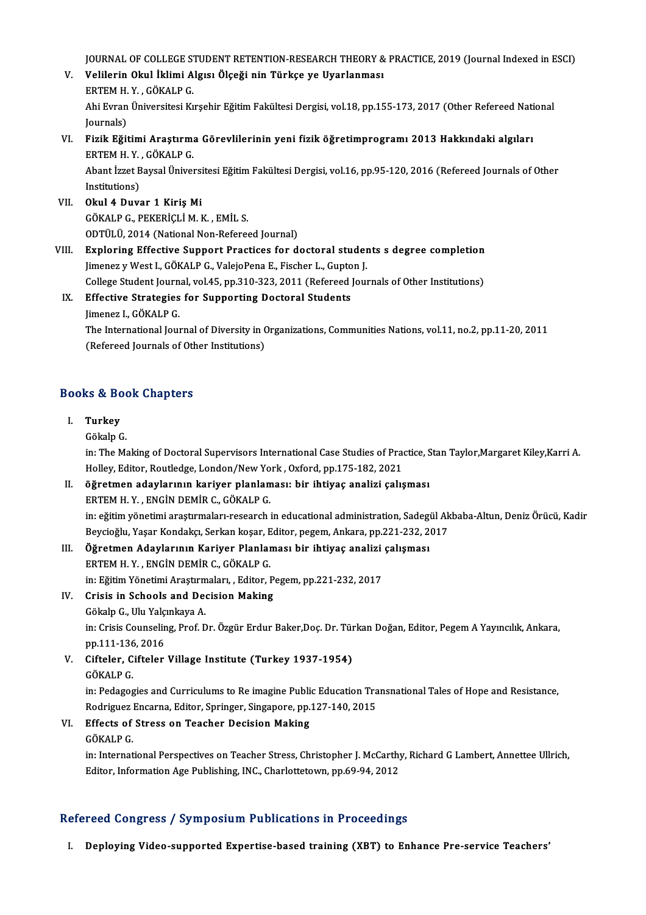JOURNAL OF COLLEGE STUDENT RETENTION-RESEARCH THEORY & PRACTICE, 2019 (Journal Indexed in ESCI)

V. **Velilerin Okul İklimi Algısı Ölçeği nin Türkçe ye Uyarlanması**
   ERTEM H. Y. , GÖKALP G.
   Ahi Evran Üniversitesi Kırşehir Eğitim Fakültesi Dergisi, vol.18, pp.155-173, 2017 (Other Refereed National Journals)

VI. **Fizik Eğitimi Araştırma Görevlilerinin yeni fizik öğretimprogramı 2013 Hakkındaki algıları**
   ERTEM H. Y. , GÖKALP G.
   Abant İzzet Baysal Üniversitesi Eğitim Fakültesi Dergisi, vol.16, pp.95-120, 2016 (Refereed Journals of Other Institutions)

VII. **Okul 4 Duvar 1 Kiriş Mi**
   GÖKALP G., PEKERİÇLİ M. K. , EMİL S.
   ODTÜLÜ, 2014 (National Non-Refereed Journal)

VIII. **Exploring Effective Support Practices for doctoral students s degree completion**
   Jimenez y West I., GÖKALP G., ValejoPena E., Fischer L., Gupton J.
   College Student Journal, vol.45, pp.310-323, 2011 (Refereed Journals of Other Institutions)

IX. **Effective Strategies for Supporting Doctoral Students**
   Jimenez I., GÖKALP G.
   The International Journal of Diversity in Organizations, Communities Nations, vol.11, no.2, pp.11-20, 2011 (Refereed Journals of Other Institutions)

## Books & Book Chapters

I. **Turkey**
   Gökalp G.
   in: The Making of Doctoral Supervisors International Case Studies of Practice, Stan Taylor,Margaret Kiley,Karri A. Holley, Editor, Routledge, London/New York , Oxford, pp.175-182, 2021

II. **öğretmen adaylarının kariyer planlaması: bir ihtiyaç analizi çalışması**
   ERTEM H. Y. , ENGİN DEMİR C., GÖKALP G.
   in: eğitim yönetimi araştırmaları-research in educational administration, Sadegül Akbaba-Altun, Deniz Örücü, Kadir Beycioğlu, Yaşar Kondakçı, Serkan koşar, Editor, pegem, Ankara, pp.221-232, 2017

III. **Öğretmen Adaylarının Kariyer Planlaması bir ihtiyaç analizi çalışması**
   ERTEM H. Y. , ENGİN DEMİR C., GÖKALP G.
   in: Eğitim Yönetimi Araştırmaları, , Editor, Pegem, pp.221-232, 2017

IV. **Crisis in Schools and Decision Making**
   Gökalp G., Ulu Yalçınkaya A.
   in: Crisis Counseling, Prof. Dr. Özgür Erdur Baker,Doç. Dr. Türkan Doğan, Editor, Pegem A Yayıncılık, Ankara, pp.111-136, 2016

V. **Cifteler, Cifteler Village Institute (Turkey 1937-1954)**
   GÖKALP G.
   in: Pedagogies and Curriculums to Re imagine Public Education Transnational Tales of Hope and Resistance, Rodriguez Encarna, Editor, Springer, Singapore, pp.127-140, 2015

VI. **Effects of Stress on Teacher Decision Making**
   GÖKALP G.
   in: International Perspectives on Teacher Stress, Christopher J. McCarthy, Richard G Lambert, Annettee Ullrich, Editor, Information Age Publishing, INC., Charlottetown, pp.69-94, 2012

## Refereed Congress / Symposium Publications in Proceedings

I. **Deploying Video-supported Expertise-based training (XBT) to Enhance Pre-service Teachers'**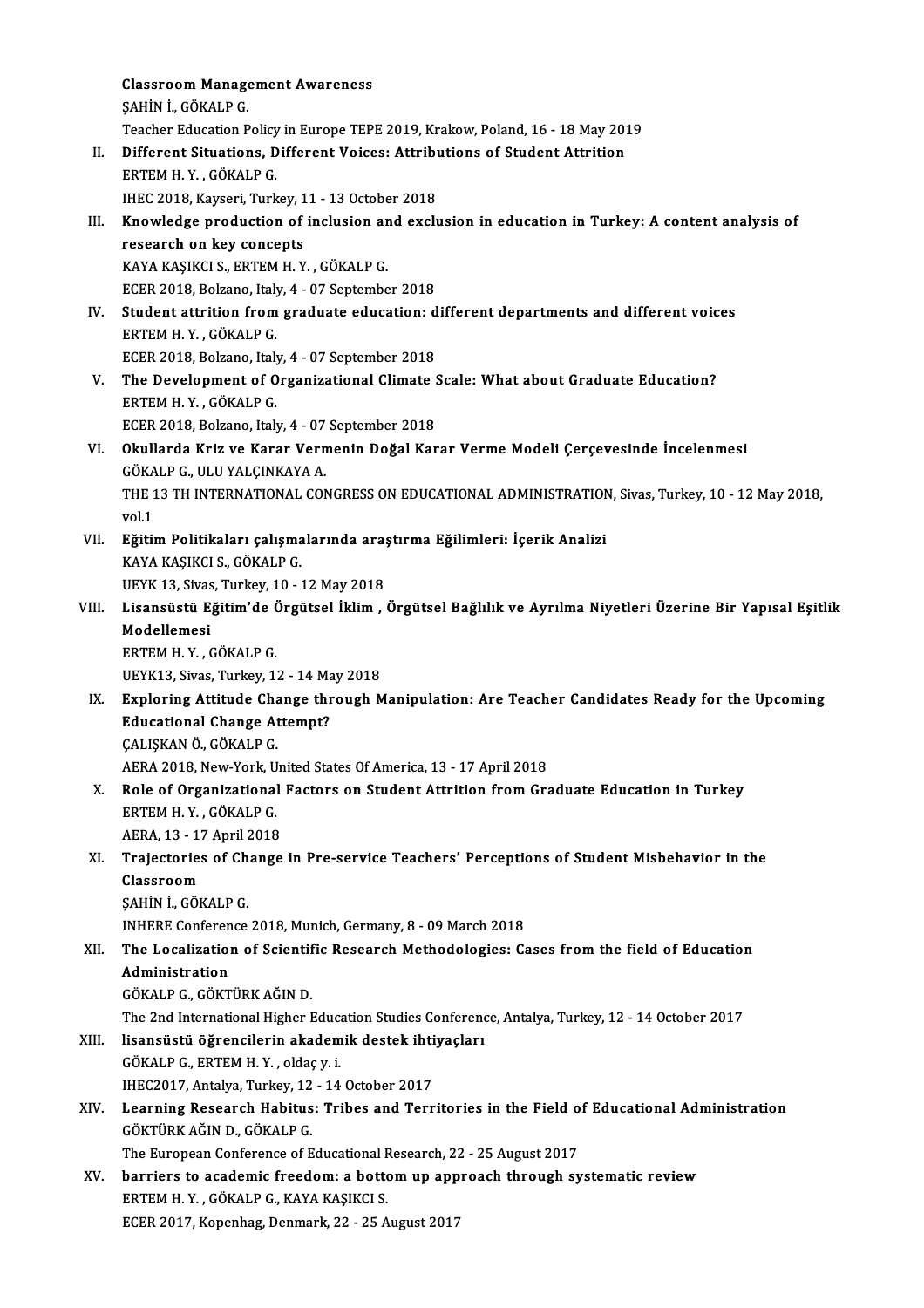**Classroom Management Awareness**
ŞAHİN İ., GÖKALP G.
Teacher Education Policy in Europe TEPE 2019, Krakow, Poland, 16 - 18 May 2019

II. **Different Situations, Different Voices: Attributions of Student Attrition**
ERTEM H. Y. , GÖKALP G.
IHEC 2018, Kayseri, Turkey, 11 - 13 October 2018

III. **Knowledge production of inclusion and exclusion in education in Turkey: A content analysis of research on key concepts**
KAYA KAŞIKCI S., ERTEM H. Y. , GÖKALP G.
ECER 2018, Bolzano, Italy, 4 - 07 September 2018

IV. **Student attrition from graduate education: different departments and different voices**
ERTEM H. Y. , GÖKALP G.
ECER 2018, Bolzano, Italy, 4 - 07 September 2018

V. **The Development of Organizational Climate Scale: What about Graduate Education?**
ERTEM H. Y. , GÖKALP G.
ECER 2018, Bolzano, Italy, 4 - 07 September 2018

VI. **Okullarda Kriz ve Karar Vermenin Doğal Karar Verme Modeli Çerçevesinde İncelenmesi**
GÖKALP G., ULU YALÇINKAYA A.
THE 13 TH INTERNATIONAL CONGRESS ON EDUCATIONAL ADMINISTRATION, Sivas, Turkey, 10 - 12 May 2018, vol.1

VII. **Eğitim Politikaları çalışmalarında araştırma Eğilimleri: İçerik Analizi**
KAYA KAŞIKCI S., GÖKALP G.
UEYK 13, Sivas, Turkey, 10 - 12 May 2018

VIII. **Lisansüstü Eğitim'de Örgütsel İklim , Örgütsel Bağlılık ve Ayrılma Niyetleri Üzerine Bir Yapısal Eşitlik Modellemesi**
ERTEM H. Y. , GÖKALP G.
UEYK13, Sivas, Turkey, 12 - 14 May 2018

IX. **Exploring Attitude Change through Manipulation: Are Teacher Candidates Ready for the Upcoming Educational Change Attempt?**
ÇALIŞKAN Ö., GÖKALP G.
AERA 2018, New-York, United States Of America, 13 - 17 April 2018

X. **Role of Organizational Factors on Student Attrition from Graduate Education in Turkey**
ERTEM H. Y. , GÖKALP G.
AERA, 13 - 17 April 2018

XI. **Trajectories of Change in Pre-service Teachers' Perceptions of Student Misbehavior in the Classroom**
ŞAHİN İ., GÖKALP G.
INHERE Conference 2018, Munich, Germany, 8 - 09 March 2018

XII. **The Localization of Scientific Research Methodologies: Cases from the field of Education Administration**
GÖKALP G., GÖKTÜRK AĞIN D.
The 2nd International Higher Education Studies Conference, Antalya, Turkey, 12 - 14 October 2017

XIII. **lisansüstü öğrencilerin akademik destek ihtiyaçları**
GÖKALP G., ERTEM H. Y. , oldaç y. i.
IHEC2017, Antalya, Turkey, 12 - 14 October 2017

XIV. **Learning Research Habitus: Tribes and Territories in the Field of Educational Administration**
GÖKTÜRK AĞIN D., GÖKALP G.
The European Conference of Educational Research, 22 - 25 August 2017

XV. **barriers to academic freedom: a bottom up approach through systematic review**
ERTEM H. Y. , GÖKALP G., KAYA KAŞIKCI S.
ECER 2017, Kopenhag, Denmark, 22 - 25 August 2017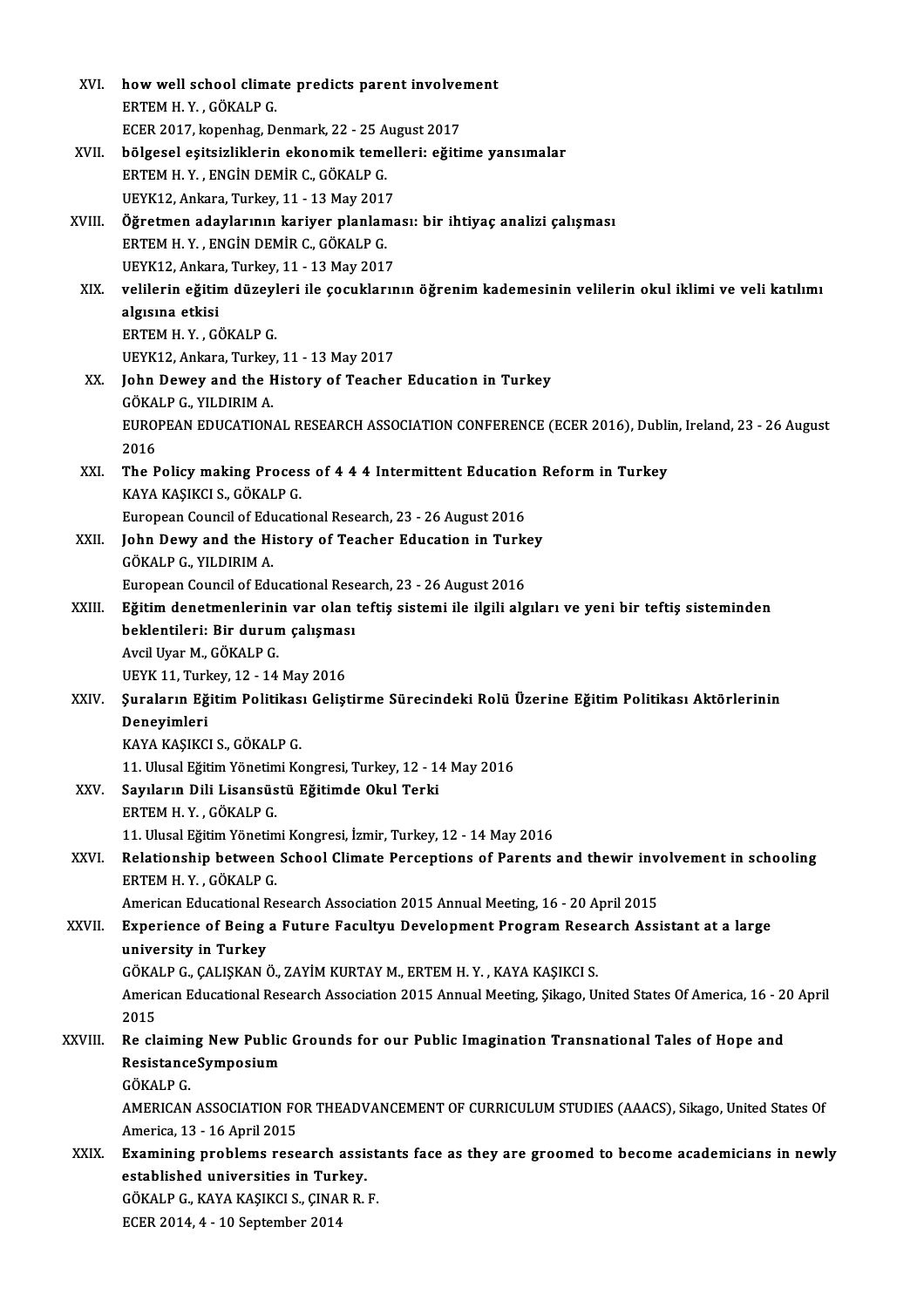XVI. **how well school climate predicts parent involvement**
ERTEM H. Y. , GÖKALP G.
ECER 2017, kopenhag, Denmark, 22 - 25 August 2017

XVII. **bölgesel eşitsizliklerin ekonomik temelleri: eğitime yansımalar**
ERTEM H. Y. , ENGİN DEMİR C., GÖKALP G.
UEYK12, Ankara, Turkey, 11 - 13 May 2017

XVIII. **Öğretmen adaylarının kariyer planlaması: bir ihtiyaç analizi çalışması**
ERTEM H. Y. , ENGİN DEMİR C., GÖKALP G.
UEYK12, Ankara, Turkey, 11 - 13 May 2017

XIX. **velilerin eğitim düzeyleri ile çocuklarının öğrenim kademesinin velilerin okul iklimi ve veli katılımı algısına etkisi**
ERTEM H. Y. , GÖKALP G.
UEYK12, Ankara, Turkey, 11 - 13 May 2017

XX. **John Dewey and the History of Teacher Education in Turkey**
GÖKALP G., YILDIRIM A.
EUROPEAN EDUCATIONAL RESEARCH ASSOCIATION CONFERENCE (ECER 2016), Dublin, Ireland, 23 - 26 August 2016

XXI. **The Policy making Process of 4 4 4 Intermittent Education Reform in Turkey**
KAYA KAŞIKCI S., GÖKALP G.
European Council of Educational Research, 23 - 26 August 2016

XXII. **John Dewy and the History of Teacher Education in Turkey**
GÖKALP G., YILDIRIM A.
European Council of Educational Research, 23 - 26 August 2016

XXIII. **Eğitim denetmenlerinin var olan teftiş sistemi ile ilgili algıları ve yeni bir teftiş sisteminden beklentileri: Bir durum çalışması**
Avcil Uyar M., GÖKALP G.
UEYK 11, Turkey, 12 - 14 May 2016

XXIV. **Şuraların Eğitim Politikası Geliştirme Sürecindeki Rolü Üzerine Eğitim Politikası Aktörlerinin Deneyimleri**
KAYA KAŞIKCI S., GÖKALP G.
11. Ulusal Eğitim Yönetimi Kongresi, Turkey, 12 - 14 May 2016

XXV. **Sayıların Dili Lisansüstü Eğitimde Okul Terki**
ERTEM H. Y. , GÖKALP G.
11. Ulusal Eğitim Yönetimi Kongresi, İzmir, Turkey, 12 - 14 May 2016

XXVI. **Relationship between School Climate Perceptions of Parents and thewir involvement in schooling**
ERTEM H. Y. , GÖKALP G.
American Educational Research Association 2015 Annual Meeting, 16 - 20 April 2015

XXVII. **Experience of Being a Future Facultyu Development Program Research Assistant at a large university in Turkey**
GÖKALP G., ÇALIŞKAN Ö., ZAYİM KURTAY M., ERTEM H. Y. , KAYA KAŞIKCI S.
American Educational Research Association 2015 Annual Meeting, Şikago, United States Of America, 16 - 20 April 2015

XXVIII. **Re claiming New Public Grounds for our Public Imagination Transnational Tales of Hope and ResistanceSymposium**
GÖKALP G.
AMERICAN ASSOCIATION FOR THEADVANCEMENT OF CURRICULUM STUDIES (AAACS), Sikago, United States Of America, 13 - 16 April 2015

XXIX. **Examining problems research assistants face as they are groomed to become academicians in newly established universities in Turkey.**
GÖKALP G., KAYA KAŞIKCI S., ÇINAR R. F.
ECER 2014, 4 - 10 September 2014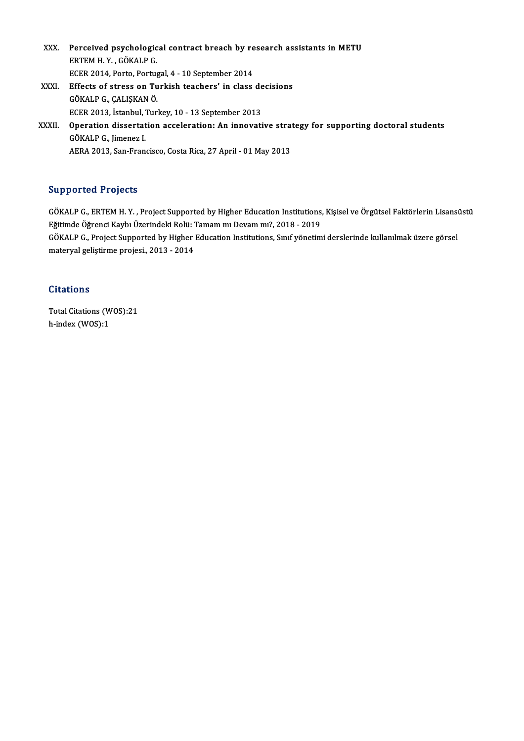XXX. **Perceived psychological contract breach by research assistants in METU**
ERTEM H. Y. , GÖKALP G.
ECER 2014, Porto, Portugal, 4 - 10 September 2014

XXXI. **Effects of stress on Turkish teachers' in class decisions**
GÖKALP G., ÇALIŞKAN Ö.
ECER 2013, İstanbul, Turkey, 10 - 13 September 2013

XXXII. **Operation dissertation acceleration: An innovative strategy for supporting doctoral students**
GÖKALP G., Jimenez I.
AERA 2013, San-Francisco, Costa Rica, 27 April - 01 May 2013

## Supported Projects

GÖKALP G., ERTEM H. Y. , Project Supported by Higher Education Institutions, Kişisel ve Örgütsel Faktörlerin Lisansüstü Eğitimde Öğrenci Kaybı Üzerindeki Rolü: Tamam mı Devam mı?, 2018 - 2019

GÖKALP G., Project Supported by Higher Education Institutions, Sınıf yönetimi derslerinde kullanılmak üzere görsel materyal geliştirme projesi., 2013 - 2014

## Citations

Total Citations (WOS):21
h-index (WOS):1